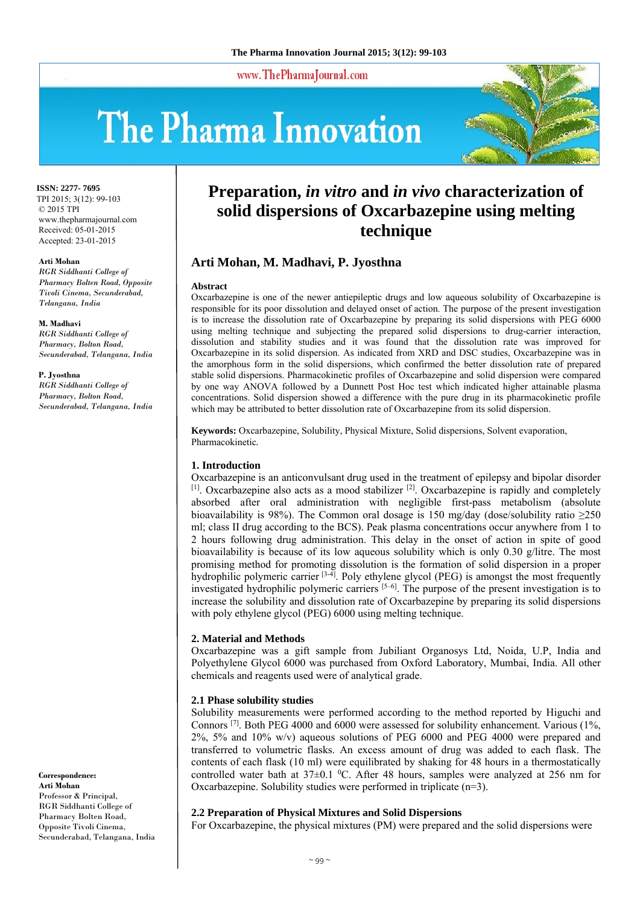# Preparation, *in vitro* and *in vivo* characterization of solid dispersions of Oxcarbazepine using melting technique

## Arti Mohan, M. Madhavi, P. Jyosthna

ISSN: 2277- 7695
TPI 2015; 3(12): 99-103
© 2015 TPI
www.thepharmajournal.com
Received: 05-01-2015
Accepted: 23-01-2015

**Arti Mohan**
*RGR Siddhanti College of Pharmacy Bolten Road, Opposite Tivoli Cinema, Secunderabad, Telangana, India*

**M. Madhavi**
*RGR Siddhanti College of Pharmacy, Bolton Road, Secunderabad, Telangana, India*

**P. Jyosthna**
*RGR Siddhanti College of Pharmacy, Bolton Road, Secunderabad, Telangana, India*

**Correspondence:**
**Arti Mohan**
Professor & Principal,
RGR Siddhanti College of Pharmacy Bolten Road, Opposite Tivoli Cinema, Secunderabad, Telangana, India

### Abstract

Oxcarbazepine is one of the newer antiepileptic drugs and low aqueous solubility of Oxcarbazepine is responsible for its poor dissolution and delayed onset of action. The purpose of the present investigation is to increase the dissolution rate of Oxcarbazepine by preparing its solid dispersions with PEG 6000 using melting technique and subjecting the prepared solid dispersions to drug-carrier interaction, dissolution and stability studies and it was found that the dissolution rate was improved for Oxcarbazepine in its solid dispersion. As indicated from XRD and DSC studies, Oxcarbazepine was in the amorphous form in the solid dispersions, which confirmed the better dissolution rate of prepared stable solid dispersions. Pharmacokinetic profiles of Oxcarbazepine and solid dispersion were compared by one way ANOVA followed by a Dunnett Post Hoc test which indicated higher attainable plasma concentrations. Solid dispersion showed a difference with the pure drug in its pharmacokinetic profile which may be attributed to better dissolution rate of Oxcarbazepine from its solid dispersion.

**Keywords:** Oxcarbazepine, Solubility, Physical Mixture, Solid dispersions, Solvent evaporation, Pharmacokinetic.

### 1. Introduction

Oxcarbazepine is an anticonvulsant drug used in the treatment of epilepsy and bipolar disorder [1]. Oxcarbazepine also acts as a mood stabilizer [2]. Oxcarbazepine is rapidly and completely absorbed after oral administration with negligible first-pass metabolism (absolute bioavailability is 98%). The Common oral dosage is 150 mg/day (dose/solubility ratio ≥250 ml; class II drug according to the BCS). Peak plasma concentrations occur anywhere from 1 to 2 hours following drug administration. This delay in the onset of action in spite of good bioavailability is because of its low aqueous solubility which is only 0.30 g/litre. The most promising method for promoting dissolution is the formation of solid dispersion in a proper hydrophilic polymeric carrier [3-4]. Poly ethylene glycol (PEG) is amongst the most frequently investigated hydrophilic polymeric carriers [5–6]. The purpose of the present investigation is to increase the solubility and dissolution rate of Oxcarbazepine by preparing its solid dispersions with poly ethylene glycol (PEG) 6000 using melting technique.

### 2. Material and Methods

Oxcarbazepine was a gift sample from Jubiliant Organosys Ltd, Noida, U.P, India and Polyethylene Glycol 6000 was purchased from Oxford Laboratory, Mumbai, India. All other chemicals and reagents used were of analytical grade.

#### 2.1 Phase solubility studies

Solubility measurements were performed according to the method reported by Higuchi and Connors [7]. Both PEG 4000 and 6000 were assessed for solubility enhancement. Various (1%, 2%, 5% and 10% w/v) aqueous solutions of PEG 6000 and PEG 4000 were prepared and transferred to volumetric flasks. An excess amount of drug was added to each flask. The contents of each flask (10 ml) were equilibrated by shaking for 48 hours in a thermostatically controlled water bath at 37±0.1 $^0$C. After 48 hours, samples were analyzed at 256 nm for Oxcarbazepine. Solubility studies were performed in triplicate (n=3).

#### 2.2 Preparation of Physical Mixtures and Solid Dispersions

For Oxcarbazepine, the physical mixtures (PM) were prepared and the solid dispersions were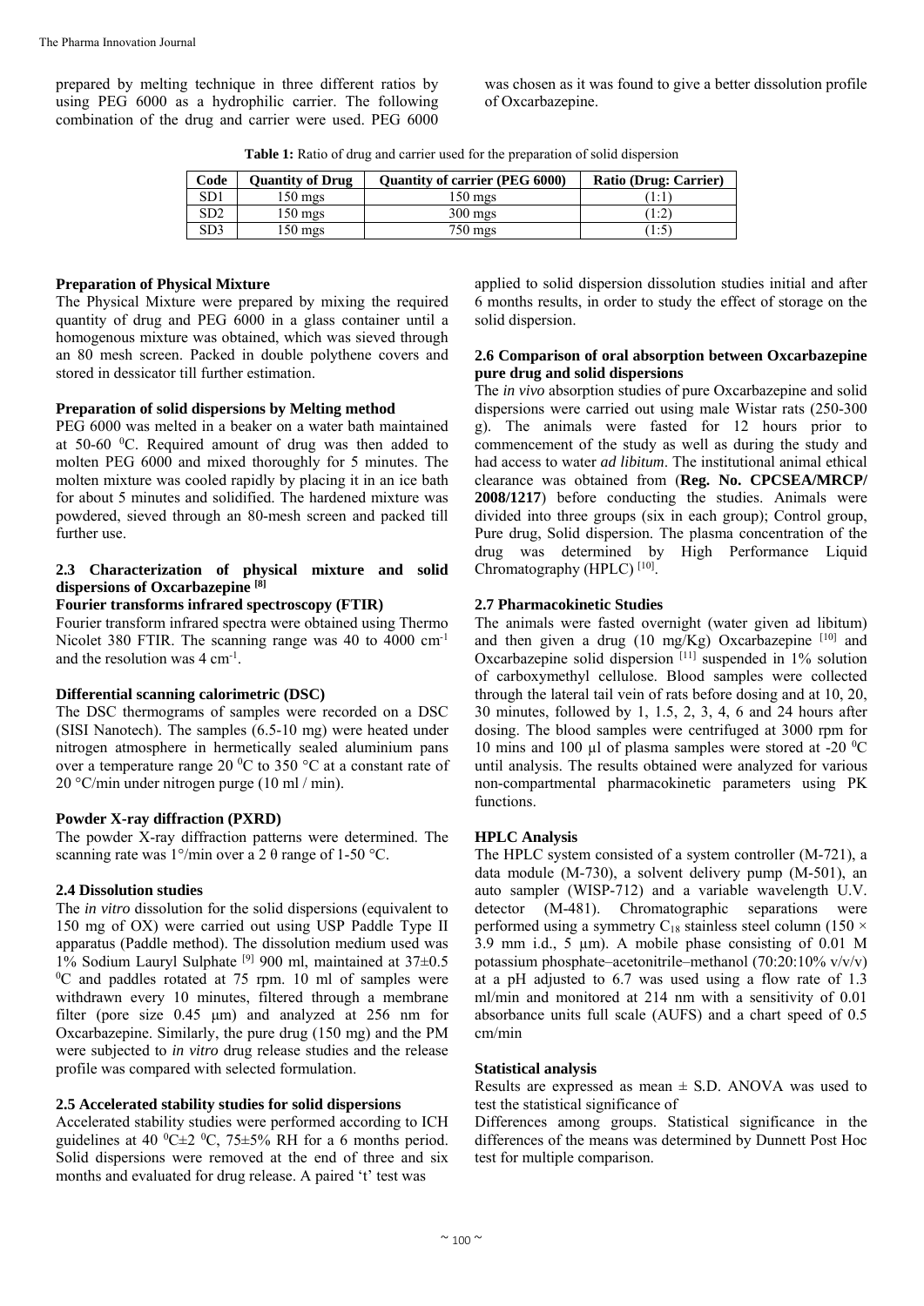prepared by melting technique in three different ratios by using PEG 6000 as a hydrophilic carrier. The following combination of the drug and carrier were used. PEG 6000 was chosen as it was found to give a better dissolution profile of Oxcarbazepine.

**Table 1:** Ratio of drug and carrier used for the preparation of solid dispersion

| Code | Quantity of Drug | Quantity of carrier (PEG 6000) | Ratio (Drug: Carrier) |
|---|---|---|---|
| SD1 | 150 mgs | 150 mgs | (1:1) |
| SD2 | 150 mgs | 300 mgs | (1:2) |
| SD3 | 150 mgs | 750 mgs | (1:5) |

**Preparation of Physical Mixture**

The Physical Mixture were prepared by mixing the required quantity of drug and PEG 6000 in a glass container until a homogenous mixture was obtained, which was sieved through an 80 mesh screen. Packed in double polythene covers and stored in dessicator till further estimation.

**Preparation of solid dispersions by Melting method**

PEG 6000 was melted in a beaker on a water bath maintained at 50-60 $^0$C. Required amount of drug was then added to molten PEG 6000 and mixed thoroughly for 5 minutes. The molten mixture was cooled rapidly by placing it in an ice bath for about 5 minutes and solidified. The hardened mixture was powdered, sieved through an 80-mesh screen and packed till further use.

### 2.3 Characterization of physical mixture and solid dispersions of Oxcarbazepine [8]

**Fourier transforms infrared spectroscopy (FTIR)**

Fourier transform infrared spectra were obtained using Thermo Nicolet 380 FTIR. The scanning range was 40 to 4000 $cm^{-1}$ and the resolution was 4 $cm^{-1}$.

**Differential scanning calorimetric (DSC)**

The DSC thermograms of samples were recorded on a DSC (SISI Nanotech). The samples (6.5-10 mg) were heated under nitrogen atmosphere in hermetically sealed aluminium pans over a temperature range 20 $^0$C to 350 °C at a constant rate of 20 °C/min under nitrogen purge (10 ml / min).

**Powder X-ray diffraction (PXRD)**

The powder X-ray diffraction patterns were determined. The scanning rate was 1°/min over a 2 θ range of 1-50 °C.

### 2.4 Dissolution studies

The *in vitro* dissolution for the solid dispersions (equivalent to 150 mg of OX) were carried out using USP Paddle Type II apparatus (Paddle method). The dissolution medium used was 1% Sodium Lauryl Sulphate [9] 900 ml, maintained at 37±0.5 $^0$C and paddles rotated at 75 rpm. 10 ml of samples were withdrawn every 10 minutes, filtered through a membrane filter (pore size 0.45 µm) and analyzed at 256 nm for Oxcarbazepine. Similarly, the pure drug (150 mg) and the PM were subjected to *in vitro* drug release studies and the release profile was compared with selected formulation.

### 2.5 Accelerated stability studies for solid dispersions

Accelerated stability studies were performed according to ICH guidelines at 40 $^0$C±2 $^0$C, 75±5% RH for a 6 months period. Solid dispersions were removed at the end of three and six months and evaluated for drug release. A paired 't' test was applied to solid dispersion dissolution studies initial and after 6 months results, in order to study the effect of storage on the solid dispersion.

### 2.6 Comparison of oral absorption between Oxcarbazepine pure drug and solid dispersions

The *in vivo* absorption studies of pure Oxcarbazepine and solid dispersions were carried out using male Wistar rats (250-300 g). The animals were fasted for 12 hours prior to commencement of the study as well as during the study and had access to water *ad libitum*. The institutional animal ethical clearance was obtained from (**Reg. No. CPCSEA/MRCP/ 2008/1217**) before conducting the studies. Animals were divided into three groups (six in each group); Control group, Pure drug, Solid dispersion. The plasma concentration of the drug was determined by High Performance Liquid Chromatography (HPLC) [10].

### 2.7 Pharmacokinetic Studies

The animals were fasted overnight (water given ad libitum) and then given a drug (10 mg/Kg) Oxcarbazepine [10] and Oxcarbazepine solid dispersion [11] suspended in 1% solution of carboxymethyl cellulose. Blood samples were collected through the lateral tail vein of rats before dosing and at 10, 20, 30 minutes, followed by 1, 1.5, 2, 3, 4, 6 and 24 hours after dosing. The blood samples were centrifuged at 3000 rpm for 10 mins and 100 µl of plasma samples were stored at -20 $^0$C until analysis. The results obtained were analyzed for various non-compartmental pharmacokinetic parameters using PK functions.

**HPLC Analysis**

The HPLC system consisted of a system controller (M-721), a data module (M-730), a solvent delivery pump (M-501), an auto sampler (WISP-712) and a variable wavelength U.V. detector (M-481). Chromatographic separations were performed using a symmetry $C_{18}$ stainless steel column (150 × 3.9 mm i.d., 5 µm). A mobile phase consisting of 0.01 M potassium phosphate–acetonitrile–methanol (70:20:10% v/v/v) at a pH adjusted to 6.7 was used using a flow rate of 1.3 ml/min and monitored at 214 nm with a sensitivity of 0.01 absorbance units full scale (AUFS) and a chart speed of 0.5 cm/min

**Statistical analysis**

Results are expressed as mean ± S.D. ANOVA was used to test the statistical significance of

Differences among groups. Statistical significance in the differences of the means was determined by Dunnett Post Hoc test for multiple comparison.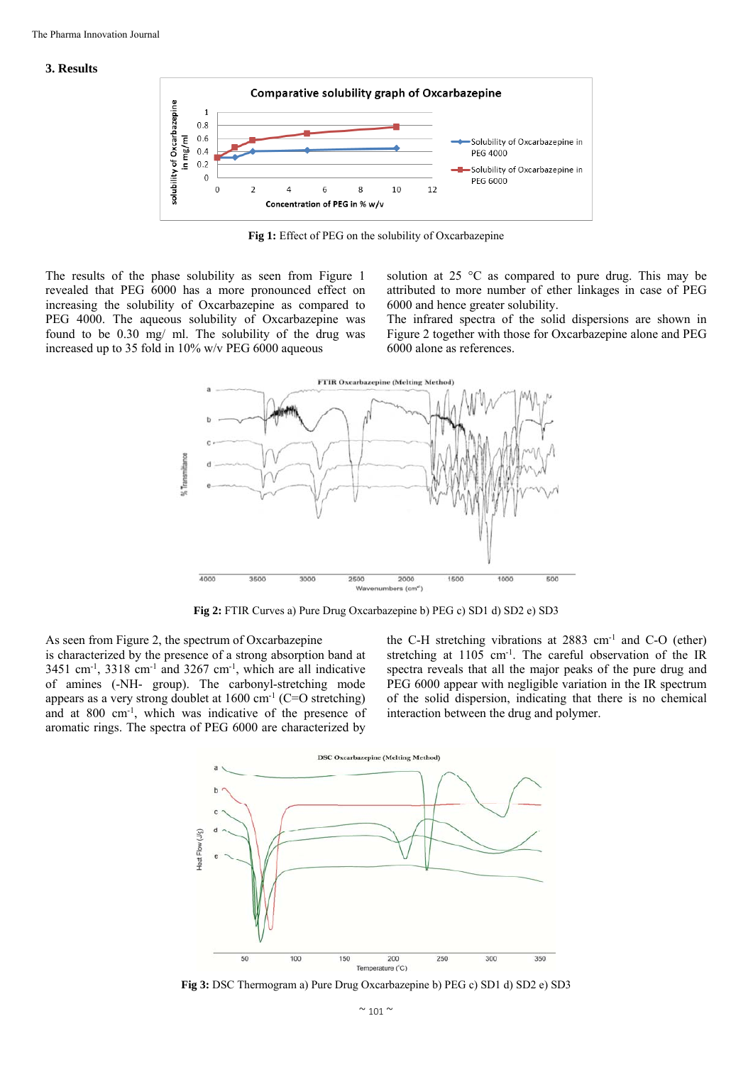## 3. Results

Fig 1: Effect of PEG on the solubility of Oxcarbazepine

The results of the phase solubility as seen from Figure 1 revealed that PEG 6000 has a more pronounced effect on increasing the solubility of Oxcarbazepine as compared to PEG 4000. The aqueous solubility of Oxcarbazepine was found to be 0.30 mg/ ml. The solubility of the drug was increased up to 35 fold in 10% w/v PEG 6000 aqueous solution at 25 °C as compared to pure drug. This may be attributed to more number of ether linkages in case of PEG 6000 and hence greater solubility.

The infrared spectra of the solid dispersions are shown in Figure 2 together with those for Oxcarbazepine alone and PEG 6000 alone as references.

**Fig 2:** FTIR Curves a) Pure Drug Oxcarbazepine b) PEG c) SD1 d) SD2 e) SD3

As seen from Figure 2, the spectrum of Oxcarbazepine is characterized by the presence of a strong absorption band at 3451 $cm^{-1}$, 3318 $cm^{-1}$ and 3267 $cm^{-1}$, which are all indicative of amines (-NH- group). The carbonyl-stretching mode appears as a very strong doublet at 1600 $cm^{-1}$ (C=O stretching) and at 800 $cm^{-1}$, which was indicative of the presence of aromatic rings. The spectra of PEG 6000 are characterized by the C-H stretching vibrations at 2883 $cm^{-1}$ and C-O (ether) stretching at 1105 $cm^{-1}$. The careful observation of the IR spectra reveals that all the major peaks of the pure drug and PEG 6000 appear with negligible variation in the IR spectrum of the solid dispersion, indicating that there is no chemical interaction between the drug and polymer.

**Fig 3:** DSC Thermogram a) Pure Drug Oxcarbazepine b) PEG c) SD1 d) SD2 e) SD3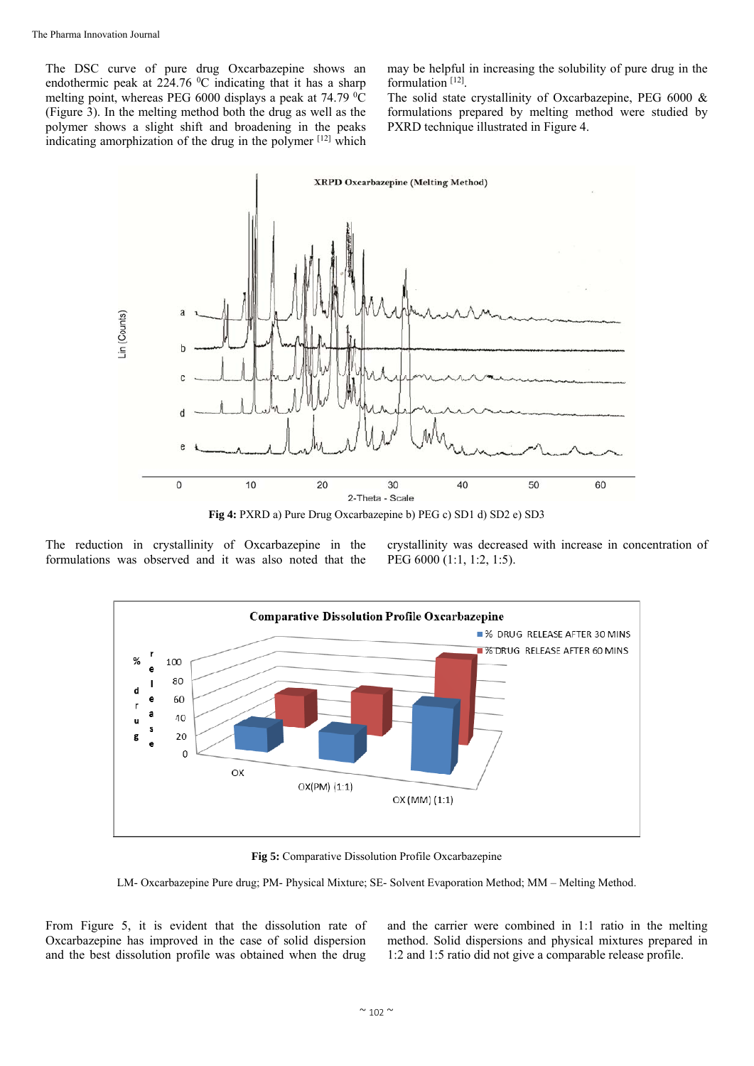The DSC curve of pure drug Oxcarbazepine shows an endothermic peak at 224.76 $^0$C indicating that it has a sharp melting point, whereas PEG 6000 displays a peak at 74.79 $^0$C (Figure 3). In the melting method both the drug as well as the polymer shows a slight shift and broadening in the peaks indicating amorphization of the drug in the polymer [12] which may be helpful in increasing the solubility of pure drug in the formulation [12].

The solid state crystallinity of Oxcarbazepine, PEG 6000 & formulations prepared by melting method were studied by PXRD technique illustrated in Figure 4.

**Fig 4:** PXRD a) Pure Drug Oxcarbazepine b) PEG c) SD1 d) SD2 e) SD3

The reduction in crystallinity of Oxcarbazepine in the formulations was observed and it was also noted that the crystallinity was decreased with increase in concentration of PEG 6000 (1:1, 1:2, 1:5).

**Fig 5:** Comparative Dissolution Profile Oxcarbazepine

LM- Oxcarbazepine Pure drug; PM- Physical Mixture; SE- Solvent Evaporation Method; MM – Melting Method.

From Figure 5, it is evident that the dissolution rate of Oxcarbazepine has improved in the case of solid dispersion and the best dissolution profile was obtained when the drug and the carrier were combined in 1:1 ratio in the melting method. Solid dispersions and physical mixtures prepared in 1:2 and 1:5 ratio did not give a comparable release profile.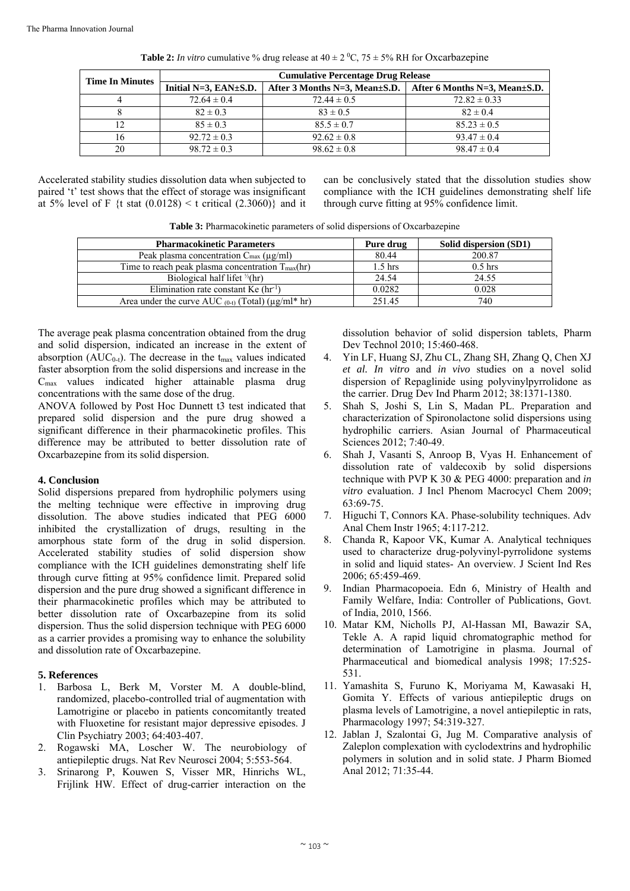**Table 2:** *In vitro* cumulative % drug release at 40 ± 2 $^0$C, 75 ± 5% RH for Oxcarbazepine

| Time In Minutes | Cumulative Percentage Drug Release | | |
|---|---|---|---|
| | Initial N=3, EAN±S.D. | After 3 Months N=3, Mean±S.D. | After 6 Months N=3, Mean±S.D. |
| 4 | 72.64 ± 0.4 | 72.44 ± 0.5 | 72.82 ± 0.33 |
| 8 | 82 ± 0.3 | 83 ± 0.5 | 82 ± 0.4 |
| 12 | 85 ± 0.3 | 85.5 ± 0.7 | 85.23 ± 0.5 |
| 16 | 92.72 ± 0.3 | 92.62 ± 0.8 | 93.47 ± 0.4 |
| 20 | 98.72 ± 0.3 | 98.62 ± 0.8 | 98.47 ± 0.4 |

Accelerated stability studies dissolution data when subjected to paired 't' test shows that the effect of storage was insignificant at 5% level of F {t stat (0.0128) < t critical (2.3060)} and it can be conclusively stated that the dissolution studies show compliance with the ICH guidelines demonstrating shelf life through curve fitting at 95% confidence limit.

**Table 3:** Pharmacokinetic parameters of solid dispersions of Oxcarbazepine

| Pharmacokinetic Parameters | Pure drug | Solid dispersion (SD1) |
|---|---|---|
| Peak plasma concentration $C_{max}$ (µg/ml) | 80.44 | 200.87 |
| Time to reach peak plasma concentration $T_{max}$(hr) | 1.5 hrs | 0.5 hrs |
| Biological half lifet $_{½}$(hr) | 24.54 | 24.55 |
| Elimination rate constant Ke (hr$^{-1}$) | 0.0282 | 0.028 |
| Area under the curve AUC $_{(0-t)}$ (Total) (µg/ml* hr) | 251.45 | 740 |

The average peak plasma concentration obtained from the drug and solid dispersion, indicated an increase in the extent of absorption ($AUC_{0-t}$). The decrease in the $t_{max}$ values indicated faster absorption from the solid dispersions and increase in the $C_{max}$ values indicated higher attainable plasma drug concentrations with the same dose of the drug.

ANOVA followed by Post Hoc Dunnett t3 test indicated that prepared solid dispersion and the pure drug showed a significant difference in their pharmacokinetic profiles. This difference may be attributed to better dissolution rate of Oxcarbazepine from its solid dispersion.

## 4. Conclusion

Solid dispersions prepared from hydrophilic polymers using the melting technique were effective in improving drug dissolution. The above studies indicated that PEG 6000 inhibited the crystallization of drugs, resulting in the amorphous state form of the drug in solid dispersion. Accelerated stability studies of solid dispersion show compliance with the ICH guidelines demonstrating shelf life through curve fitting at 95% confidence limit. Prepared solid dispersion and the pure drug showed a significant difference in their pharmacokinetic profiles which may be attributed to better dissolution rate of Oxcarbazepine from its solid dispersion. Thus the solid dispersion technique with PEG 6000 as a carrier provides a promising way to enhance the solubility and dissolution rate of Oxcarbazepine.

## 5. References

1. Barbosa L, Berk M, Vorster M. A double-blind, randomized, placebo-controlled trial of augmentation with Lamotrigine or placebo in patients concomitantly treated with Fluoxetine for resistant major depressive episodes. J Clin Psychiatry 2003; 64:403-407.
2. Rogawski MA, Loscher W. The neurobiology of antiepileptic drugs. Nat Rev Neurosci 2004; 5:553-564.
3. Srinarong P, Kouwen S, Visser MR, Hinrichs WL, Frijlink HW. Effect of drug-carrier interaction on the dissolution behavior of solid dispersion tablets, Pharm Dev Technol 2010; 15:460-468.
4. Yin LF, Huang SJ, Zhu CL, Zhang SH, Zhang Q, Chen XJ *et al. In vitro* and *in vivo* studies on a novel solid dispersion of Repaglinide using polyvinylpyrrolidone as the carrier. Drug Dev Ind Pharm 2012; 38:1371-1380.
5. Shah S, Joshi S, Lin S, Madan PL. Preparation and characterization of Spironolactone solid dispersions using hydrophilic carriers. Asian Journal of Pharmaceutical Sciences 2012; 7:40-49.
6. Shah J, Vasanti S, Anroop B, Vyas H. Enhancement of dissolution rate of valdecoxib by solid dispersions technique with PVP K 30 & PEG 4000: preparation and *in vitro* evaluation. J Incl Phenom Macrocycl Chem 2009; 63:69-75.
7. Higuchi T, Connors KA. Phase-solubility techniques. Adv Anal Chem Instr 1965; 4:117-212.
8. Chanda R, Kapoor VK, Kumar A. Analytical techniques used to characterize drug-polyvinyl-pyrrolidone systems in solid and liquid states- An overview. J Scient Ind Res 2006; 65:459-469.
9. Indian Pharmacopoeia. Edn 6, Ministry of Health and Family Welfare, India: Controller of Publications, Govt. of India, 2010, 1566.
10. Matar KM, Nicholls PJ, Al-Hassan MI, Bawazir SA, Tekle A. A rapid liquid chromatographic method for determination of Lamotrigine in plasma. Journal of Pharmaceutical and biomedical analysis 1998; 17:525-531.
11. Yamashita S, Furuno K, Moriyama M, Kawasaki H, Gomita Y. Effects of various antiepileptic drugs on plasma levels of Lamotrigine, a novel antiepileptic in rats, Pharmacology 1997; 54:319-327.
12. Jablan J, Szalontai G, Jug M. Comparative analysis of Zaleplon complexation with cyclodextrins and hydrophilic polymers in solution and in solid state. J Pharm Biomed Anal 2012; 71:35-44.